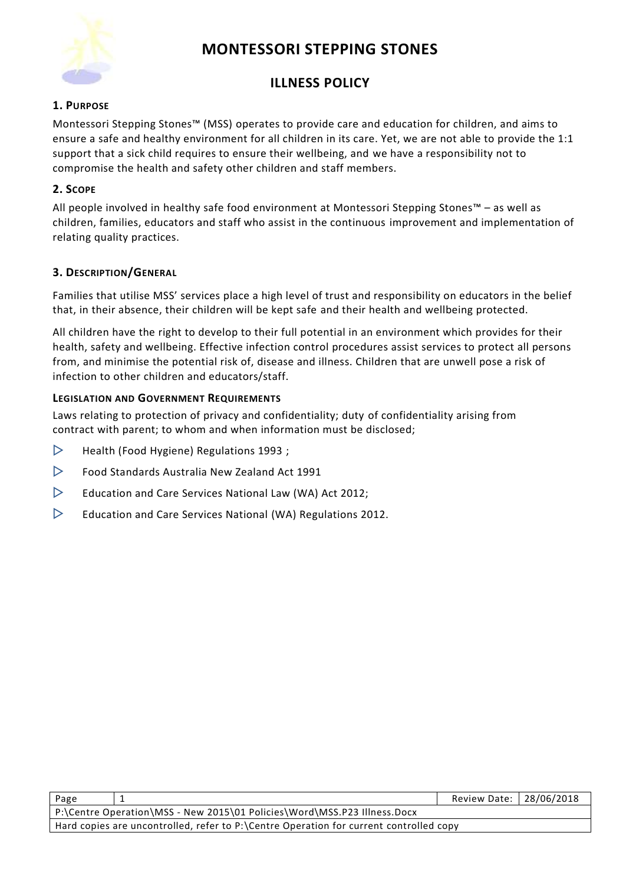# MONTESSORI STEPPING STONES

## ILLNESS POLICY

### 1. Purpose

Montessori Stepping Stones™ (MSS) operates to provide care and education for children, and aims to ensure a safe and healthy environment for all children in its care. Yet, we are not able to provide the 1:1 support that a sick child requires to ensure their wellbeing, and we have a responsibility not to compromise the health and safety other children and staff members.

### 2. Scope

All people involved in healthy safe food environment at Montessori Stepping Stones™ – as well as children, families, educators and staff who assist in the continuous improvement and implementation of relating quality practices.

### 3. Description/General

Families that utilise MSS' services place a high level of trust and responsibility on educators in the belief that, in their absence, their children will be kept safe and their health and wellbeing protected.

All children have the right to develop to their full potential in an environment which provides for their health, safety and wellbeing. Effective infection control procedures assist services to protect all persons from, and minimise the potential risk of, disease and illness. Children that are unwell pose a risk of infection to other children and educators/staff.

#### Legislation and Government Requirements

Laws relating to protection of privacy and confidentiality; duty of confidentiality arising from contract with parent; to whom and when information must be disclosed;

- Health (Food Hygiene) Regulations 1993 ;
- Food Standards Australia New Zealand Act 1991
- Education and Care Services National Law (WA) Act 2012;
- Education and Care Services National (WA) Regulations 2012.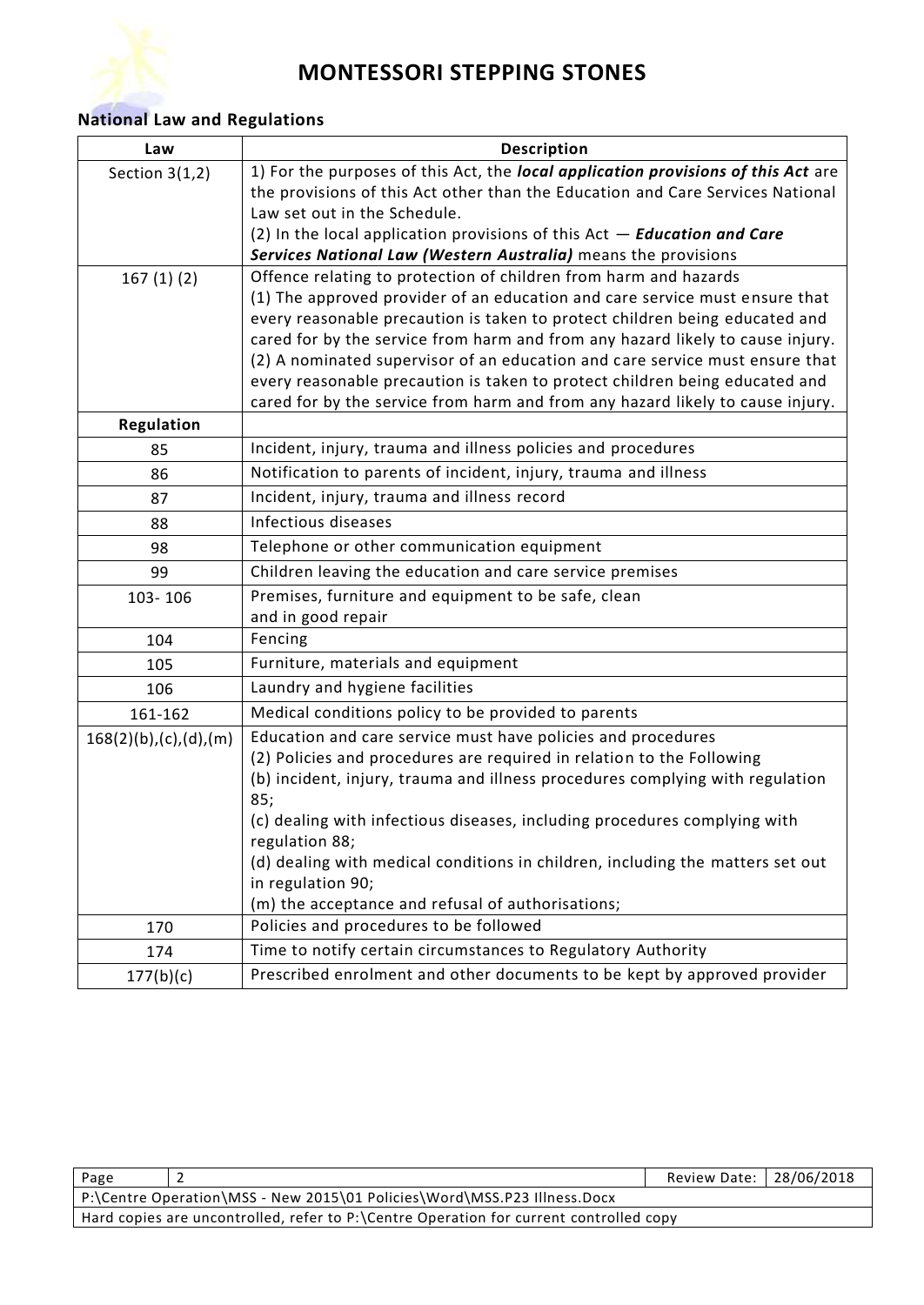## National Law and Regulations

| Law | Description |
|---|---|
| Section 3(1,2) | 1) For the purposes of this Act, the ***local application provisions of this Act*** are the provisions of this Act other than the Education and Care Services National Law set out in the Schedule.<br>(2) In the local application provisions of this Act — ***Education and Care Services National Law (Western Australia)*** means the provisions |
| 167 (1) (2) | Offence relating to protection of children from harm and hazards<br>(1) The approved provider of an education and care service must ensure that every reasonable precaution is taken to protect children being educated and cared for by the service from harm and from any hazard likely to cause injury.<br>(2) A nominated supervisor of an education and care service must ensure that every reasonable precaution is taken to protect children being educated and cared for by the service from harm and from any hazard likely to cause injury. |
| **Regulation** | |
| 85 | Incident, injury, trauma and illness policies and procedures |
| 86 | Notification to parents of incident, injury, trauma and illness |
| 87 | Incident, injury, trauma and illness record |
| 88 | Infectious diseases |
| 98 | Telephone or other communication equipment |
| 99 | Children leaving the education and care service premises |
| 103- 106 | Premises, furniture and equipment to be safe, clean and in good repair |
| 104 | Fencing |
| 105 | Furniture, materials and equipment |
| 106 | Laundry and hygiene facilities |
| 161-162 | Medical conditions policy to be provided to parents |
| 168(2)(b),(c),(d),(m) | Education and care service must have policies and procedures<br>(2) Policies and procedures are required in relation to the Following<br>(b) incident, injury, trauma and illness procedures complying with regulation 85;<br>(c) dealing with infectious diseases, including procedures complying with regulation 88;<br>(d) dealing with medical conditions in children, including the matters set out in regulation 90;<br>(m) the acceptance and refusal of authorisations; |
| 170 | Policies and procedures to be followed |
| 174 | Time to notify certain circumstances to Regulatory Authority |
| 177(b)(c) | Prescribed enrolment and other documents to be kept by approved provider |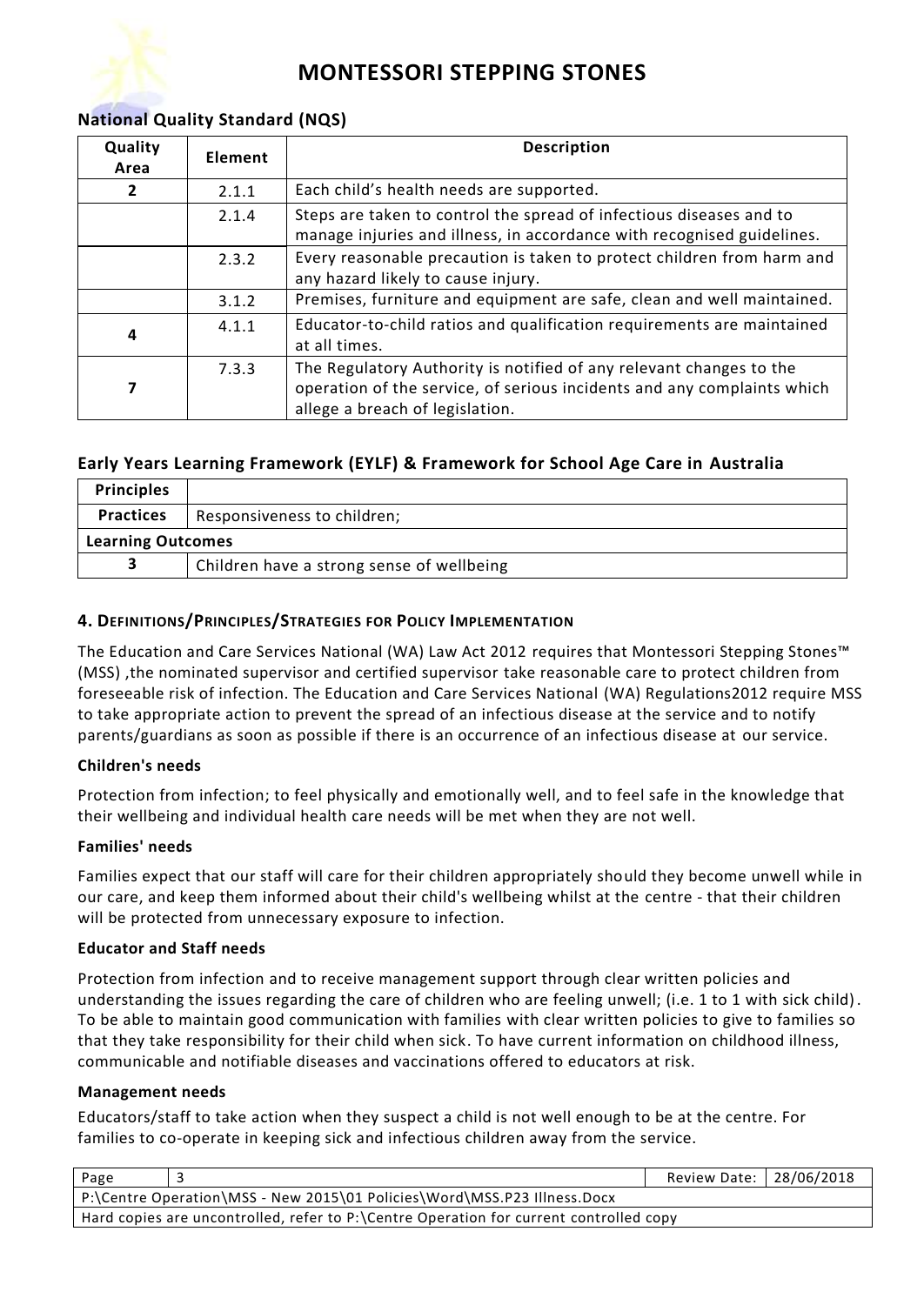## National Quality Standard (NQS)

| Quality Area | Element | Description |
|---|---|---|
| **2** | 2.1.1 | Each child's health needs are supported. |
| | 2.1.4 | Steps are taken to control the spread of infectious diseases and to manage injuries and illness, in accordance with recognised guidelines. |
| | 2.3.2 | Every reasonable precaution is taken to protect children from harm and any hazard likely to cause injury. |
| | 3.1.2 | Premises, furniture and equipment are safe, clean and well maintained. |
| **4** | 4.1.1 | Educator-to-child ratios and qualification requirements are maintained at all times. |
| **7** | 7.3.3 | The Regulatory Authority is notified of any relevant changes to the operation of the service, of serious incidents and any complaints which allege a breach of legislation. |

## Early Years Learning Framework (EYLF) & Framework for School Age Care in Australia

| | |
|---|---|
| **Principles** | |
| **Practices** | Responsiveness to children; |
| **Learning Outcomes** | |
| **3** | Children have a strong sense of wellbeing |

### 4. Definitions/Principles/Strategies for Policy Implementation

The Education and Care Services National (WA) Law Act 2012 requires that Montessori Stepping Stones™ (MSS) ,the nominated supervisor and certified supervisor take reasonable care to protect children from foreseeable risk of infection. The Education and Care Services National (WA) Regulations2012 require MSS to take appropriate action to prevent the spread of an infectious disease at the service and to notify parents/guardians as soon as possible if there is an occurrence of an infectious disease at our service.

**Children's needs**

Protection from infection; to feel physically and emotionally well, and to feel safe in the knowledge that their wellbeing and individual health care needs will be met when they are not well.

**Families' needs**

Families expect that our staff will care for their children appropriately should they become unwell while in our care, and keep them informed about their child's wellbeing whilst at the centre - that their children will be protected from unnecessary exposure to infection.

**Educator and Staff needs**

Protection from infection and to receive management support through clear written policies and understanding the issues regarding the care of children who are feeling unwell; (i.e. 1 to 1 with sick child). To be able to maintain good communication with families with clear written policies to give to families so that they take responsibility for their child when sick. To have current information on childhood illness, communicable and notifiable diseases and vaccinations offered to educators at risk.

**Management needs**

Educators/staff to take action when they suspect a child is not well enough to be at the centre. For families to co-operate in keeping sick and infectious children away from the service.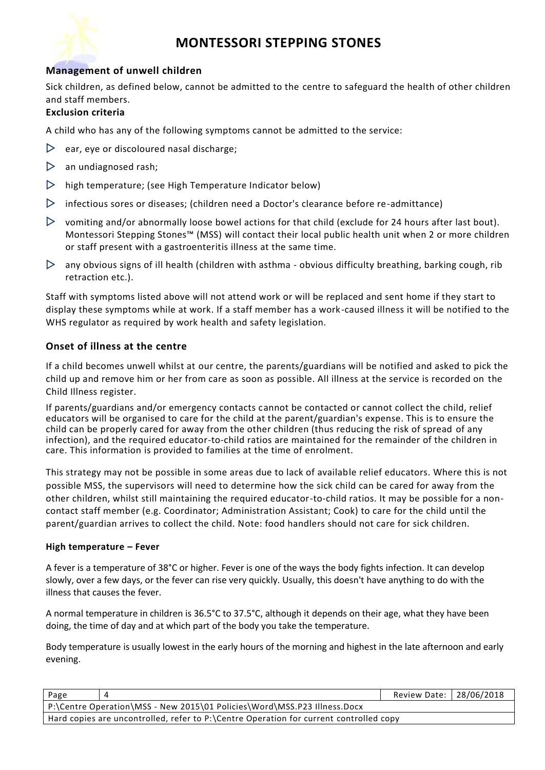## Management of unwell children

Sick children, as defined below, cannot be admitted to the centre to safeguard the health of other children and staff members.

**Exclusion criteria**

A child who has any of the following symptoms cannot be admitted to the service:

- ear, eye or discoloured nasal discharge;
- an undiagnosed rash;
- high temperature; (see High Temperature Indicator below)
- infectious sores or diseases; (children need a Doctor's clearance before re-admittance)
- vomiting and/or abnormally loose bowel actions for that child (exclude for 24 hours after last bout). Montessori Stepping Stones™ (MSS) will contact their local public health unit when 2 or more children or staff present with a gastroenteritis illness at the same time.
- any obvious signs of ill health (children with asthma - obvious difficulty breathing, barking cough, rib retraction etc.).

Staff with symptoms listed above will not attend work or will be replaced and sent home if they start to display these symptoms while at work. If a staff member has a work-caused illness it will be notified to the WHS regulator as required by work health and safety legislation.

## Onset of illness at the centre

If a child becomes unwell whilst at our centre, the parents/guardians will be notified and asked to pick the child up and remove him or her from care as soon as possible. All illness at the service is recorded on the Child Illness register.

If parents/guardians and/or emergency contacts cannot be contacted or cannot collect the child, relief educators will be organised to care for the child at the parent/guardian's expense. This is to ensure the child can be properly cared for away from the other children (thus reducing the risk of spread of any infection), and the required educator-to-child ratios are maintained for the remainder of the children in care. This information is provided to families at the time of enrolment.

This strategy may not be possible in some areas due to lack of available relief educators. Where this is not possible MSS, the supervisors will need to determine how the sick child can be cared for away from the other children, whilst still maintaining the required educator-to-child ratios. It may be possible for a non-contact staff member (e.g. Coordinator; Administration Assistant; Cook) to care for the child until the parent/guardian arrives to collect the child. Note: food handlers should not care for sick children.

### High temperature – Fever

A fever is a temperature of 38°C or higher. Fever is one of the ways the body fights infection. It can develop slowly, over a few days, or the fever can rise very quickly. Usually, this doesn't have anything to do with the illness that causes the fever.

A normal temperature in children is 36.5°C to 37.5°C, although it depends on their age, what they have been doing, the time of day and at which part of the body you take the temperature.

Body temperature is usually lowest in the early hours of the morning and highest in the late afternoon and early evening.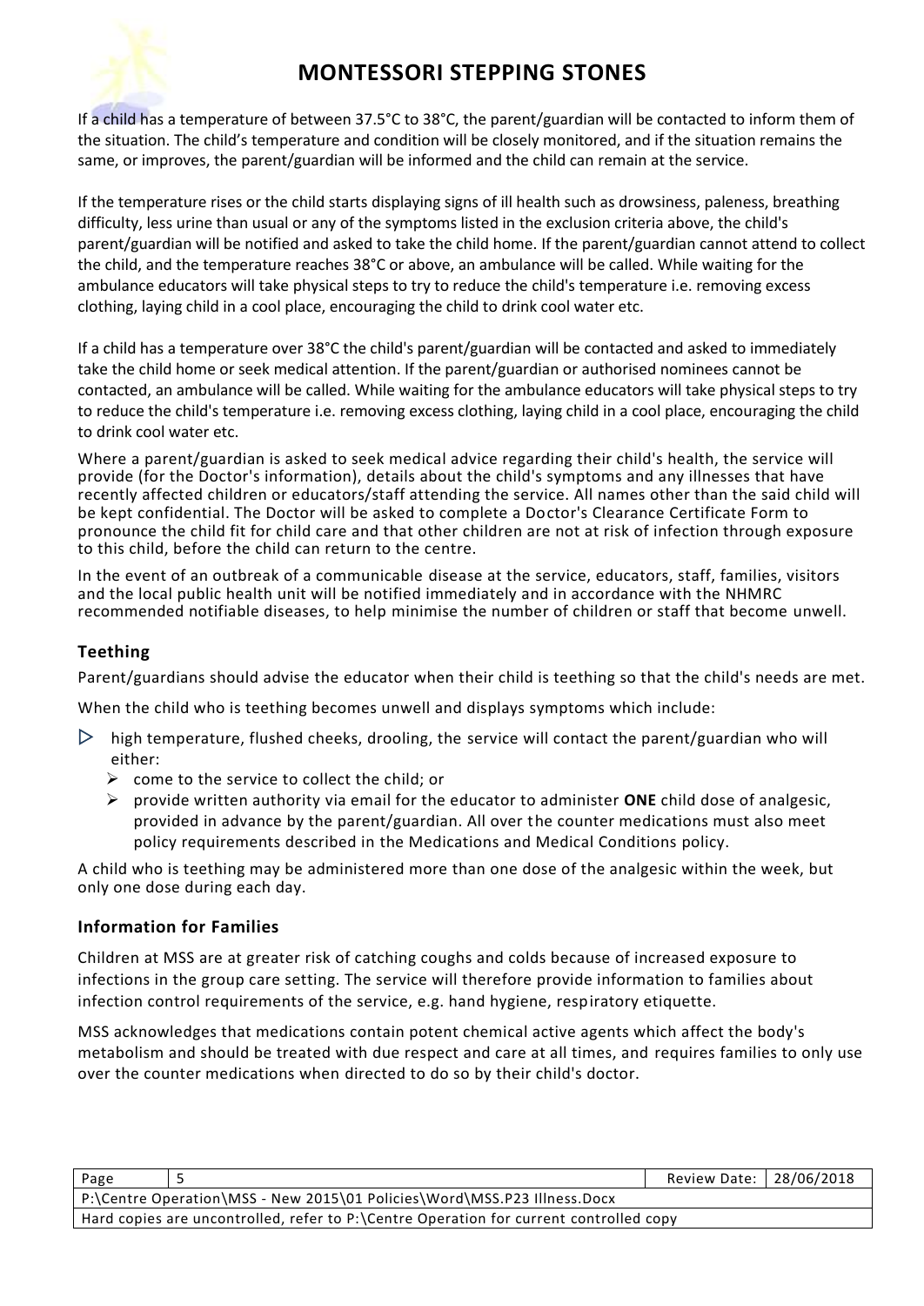If a child has a temperature of between 37.5°C to 38°C, the parent/guardian will be contacted to inform them of the situation. The child's temperature and condition will be closely monitored, and if the situation remains the same, or improves, the parent/guardian will be informed and the child can remain at the service.

If the temperature rises or the child starts displaying signs of ill health such as drowsiness, paleness, breathing difficulty, less urine than usual or any of the symptoms listed in the exclusion criteria above, the child's parent/guardian will be notified and asked to take the child home. If the parent/guardian cannot attend to collect the child, and the temperature reaches 38°C or above, an ambulance will be called. While waiting for the ambulance educators will take physical steps to try to reduce the child's temperature i.e. removing excess clothing, laying child in a cool place, encouraging the child to drink cool water etc.

If a child has a temperature over 38°C the child's parent/guardian will be contacted and asked to immediately take the child home or seek medical attention. If the parent/guardian or authorised nominees cannot be contacted, an ambulance will be called. While waiting for the ambulance educators will take physical steps to try to reduce the child's temperature i.e. removing excess clothing, laying child in a cool place, encouraging the child to drink cool water etc.

Where a parent/guardian is asked to seek medical advice regarding their child's health, the service will provide (for the Doctor's information), details about the child's symptoms and any illnesses that have recently affected children or educators/staff attending the service. All names other than the said child will be kept confidential. The Doctor will be asked to complete a Doctor's Clearance Certificate Form to pronounce the child fit for child care and that other children are not at risk of infection through exposure to this child, before the child can return to the centre.

In the event of an outbreak of a communicable disease at the service, educators, staff, families, visitors and the local public health unit will be notified immediately and in accordance with the NHMRC recommended notifiable diseases, to help minimise the number of children or staff that become unwell.

### Teething

Parent/guardians should advise the educator when their child is teething so that the child's needs are met.

When the child who is teething becomes unwell and displays symptoms which include:

- high temperature, flushed cheeks, drooling, the service will contact the parent/guardian who will either:
  - come to the service to collect the child; or
  - provide written authority via email for the educator to administer **ONE** child dose of analgesic, provided in advance by the parent/guardian. All over the counter medications must also meet policy requirements described in the Medications and Medical Conditions policy.

A child who is teething may be administered more than one dose of the analgesic within the week, but only one dose during each day.

### Information for Families

Children at MSS are at greater risk of catching coughs and colds because of increased exposure to infections in the group care setting. The service will therefore provide information to families about infection control requirements of the service, e.g. hand hygiene, respiratory etiquette.

MSS acknowledges that medications contain potent chemical active agents which affect the body's metabolism and should be treated with due respect and care at all times, and requires families to only use over the counter medications when directed to do so by their child's doctor.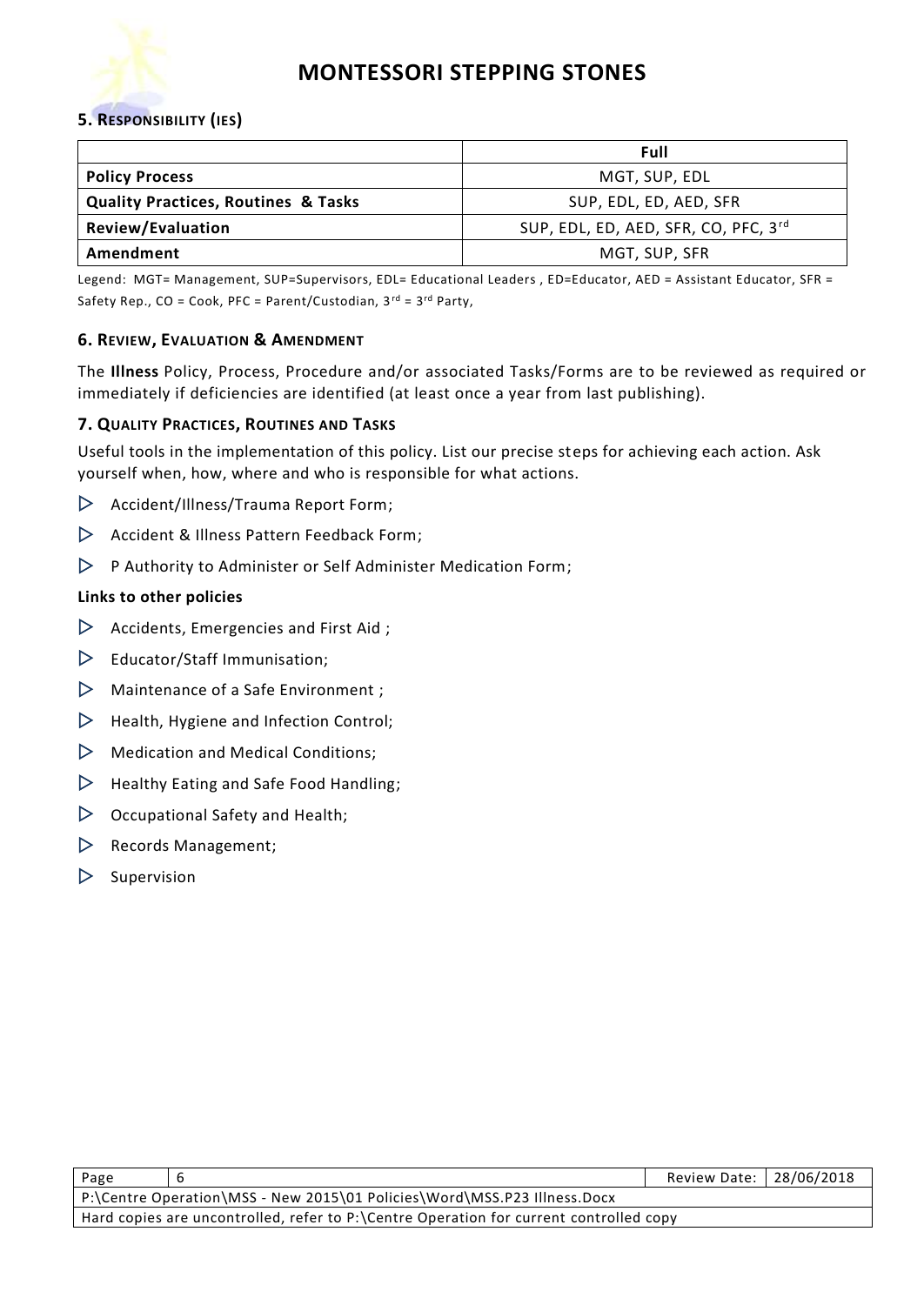## 5. Responsibility (ies)

| | Full |
|---|---|
| **Policy Process** | MGT, SUP, EDL |
| **Quality Practices, Routines & Tasks** | SUP, EDL, ED, AED, SFR |
| **Review/Evaluation** | SUP, EDL, ED, AED, SFR, CO, PFC, 3rd |
| **Amendment** | MGT, SUP, SFR |

Legend: MGT= Management, SUP=Supervisors, EDL= Educational Leaders , ED=Educator, AED = Assistant Educator, SFR = Safety Rep., CO = Cook, PFC = Parent/Custodian, 3rd = 3rd Party,

## 6. Review, Evaluation & Amendment

The **Illness** Policy, Process, Procedure and/or associated Tasks/Forms are to be reviewed as required or immediately if deficiencies are identified (at least once a year from last publishing).

## 7. Quality Practices, Routines and Tasks

Useful tools in the implementation of this policy. List our precise steps for achieving each action. Ask yourself when, how, where and who is responsible for what actions.

- Accident/Illness/Trauma Report Form;
- Accident & Illness Pattern Feedback Form;
- P Authority to Administer or Self Administer Medication Form;

**Links to other policies**

- Accidents, Emergencies and First Aid ;
- Educator/Staff Immunisation;
- Maintenance of a Safe Environment ;
- Health, Hygiene and Infection Control;
- Medication and Medical Conditions;
- Healthy Eating and Safe Food Handling;
- Occupational Safety and Health;
- Records Management;
- Supervision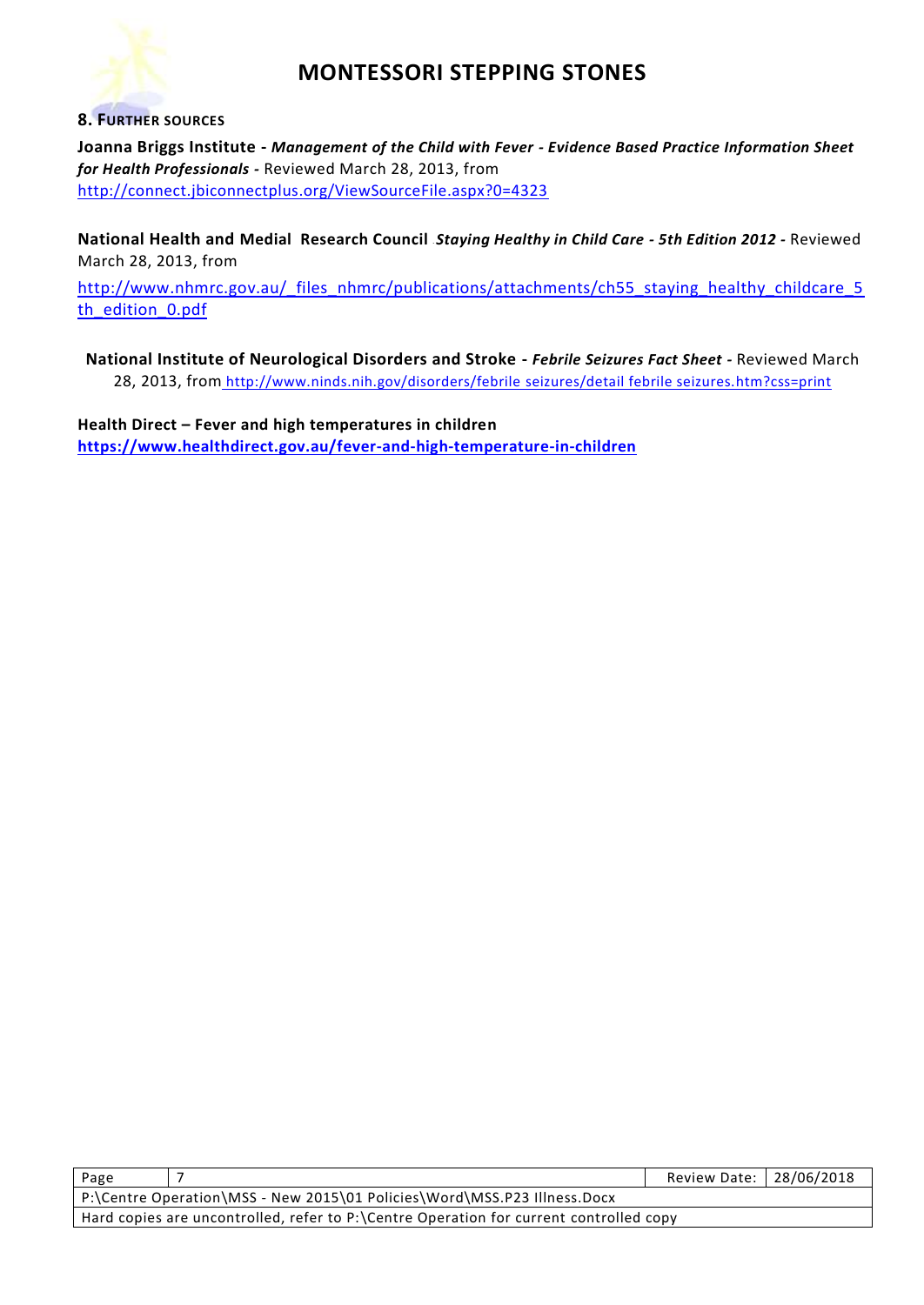## 8. Further Sources

**Joanna Briggs Institute -** ***Management of the Child with Fever - Evidence Based Practice Information Sheet for Health Professionals*** **-** Reviewed March 28, 2013, from http://connect.jbiconnectplus.org/ViewSourceFile.aspx?0=4323

**National Health and Medial Research Council** ***Staying Healthy in Child Care - 5th Edition 2012*** **-** Reviewed March 28, 2013, from

http://www.nhmrc.gov.au/_files_nhmrc/publications/attachments/ch55_staying_healthy_childcare_5th_edition_0.pdf

**National Institute of Neurological Disorders and Stroke -** ***Febrile Seizures Fact Sheet*** **-** Reviewed March 28, 2013, from http://www.ninds.nih.gov/disorders/febrile seizures/detail febrile seizures.htm?css=print

**Health Direct – Fever and high temperatures in children**
**https://www.healthdirect.gov.au/fever-and-high-temperature-in-children**